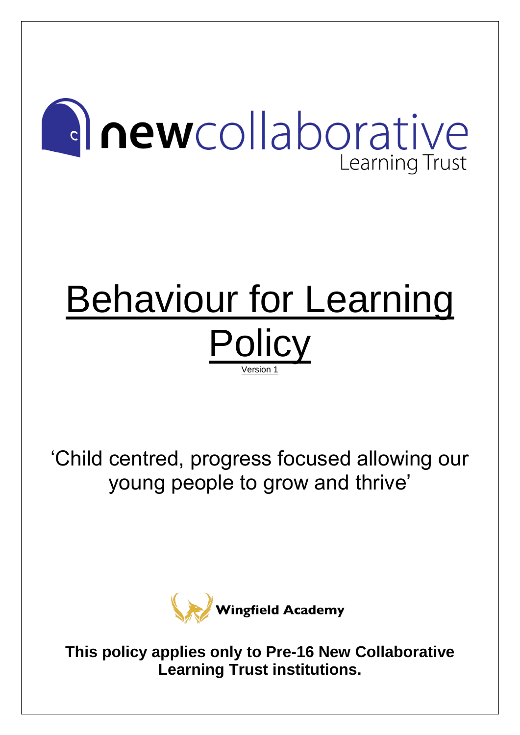newcollaborative Learning Trust

# Behaviour for Learning Policy

Version 1

'Child centred, progress focused allowing our young people to grow and thrive'

Wingfield Academy

**This policy applies only to Pre-16 New Collaborative Learning Trust institutions.**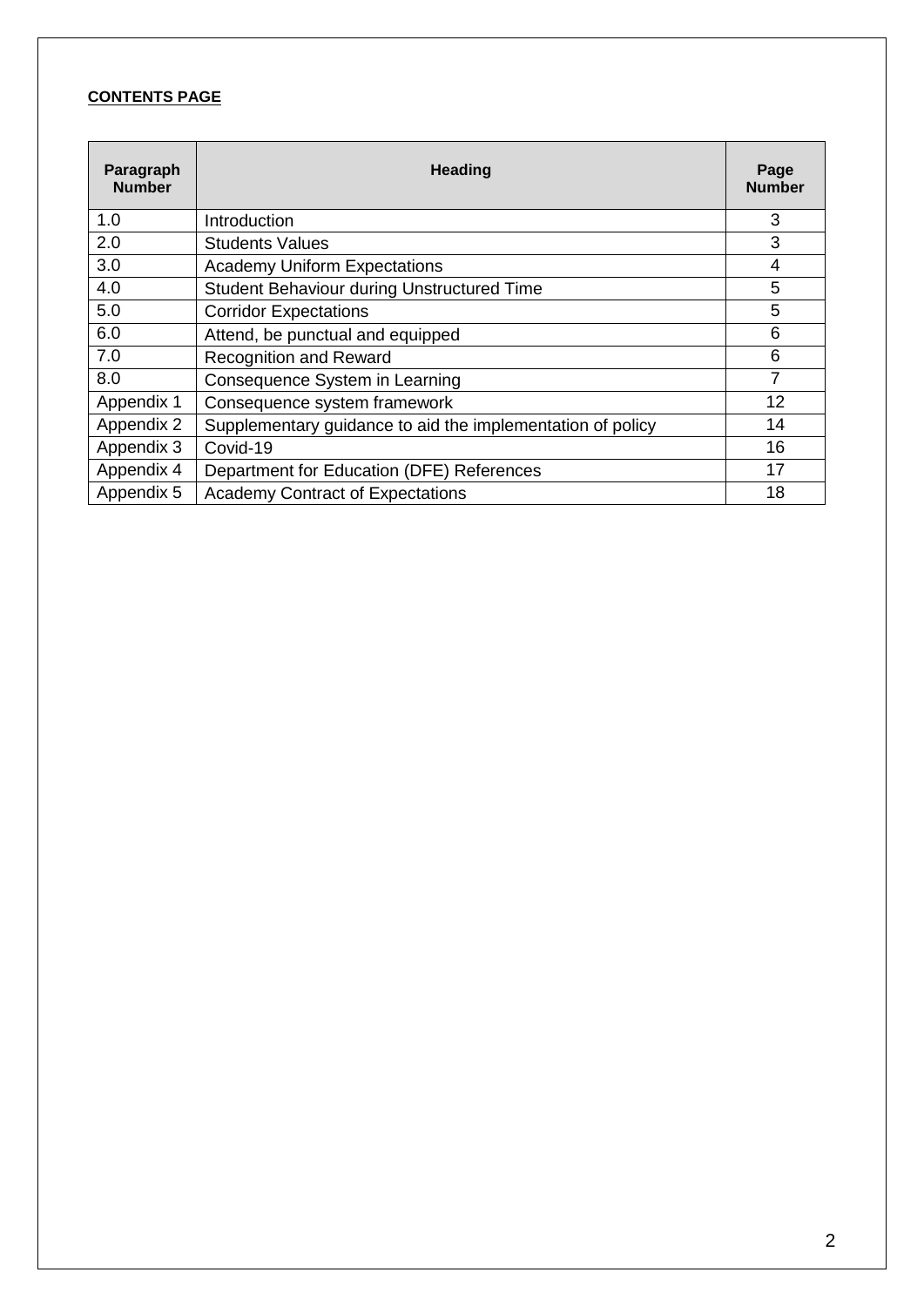**CONTENTS PAGE**

| Paragraph Number | Heading | Page Number |
|---|---|---|
| 1.0 | Introduction | 3 |
| 2.0 | Students Values | 3 |
| 3.0 | Academy Uniform Expectations | 4 |
| 4.0 | Student Behaviour during Unstructured Time | 5 |
| 5.0 | Corridor Expectations | 5 |
| 6.0 | Attend, be punctual and equipped | 6 |
| 7.0 | Recognition and Reward | 6 |
| 8.0 | Consequence System in Learning | 7 |
| Appendix 1 | Consequence system framework | 12 |
| Appendix 2 | Supplementary guidance to aid the implementation of policy | 14 |
| Appendix 3 | Covid-19 | 16 |
| Appendix 4 | Department for Education (DFE) References | 17 |
| Appendix 5 | Academy Contract of Expectations | 18 |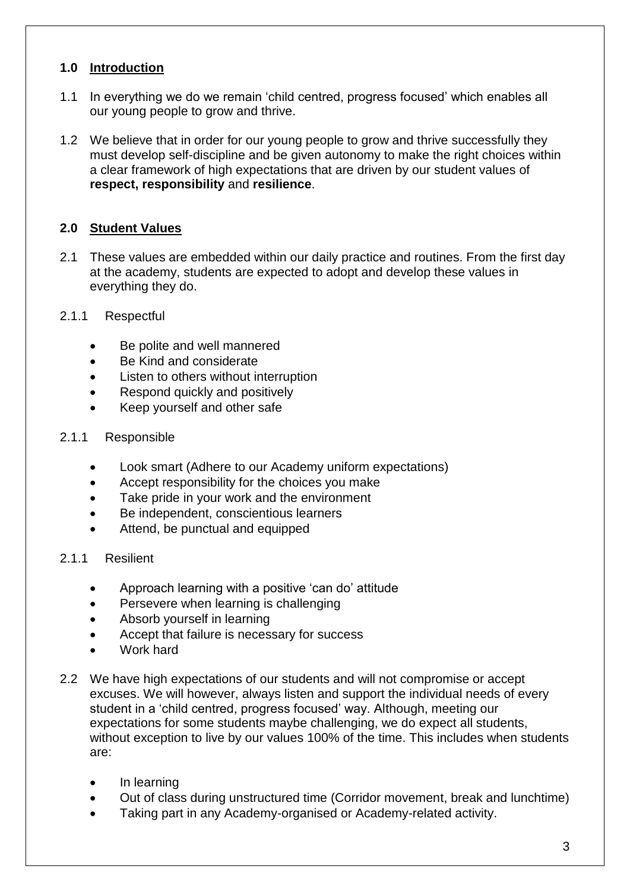## 1.0 Introduction

1.1 In everything we do we remain 'child centred, progress focused' which enables all our young people to grow and thrive.

1.2 We believe that in order for our young people to grow and thrive successfully they must develop self-discipline and be given autonomy to make the right choices within a clear framework of high expectations that are driven by our student values of **respect, responsibility** and **resilience**.

## 2.0 Student Values

2.1 These values are embedded within our daily practice and routines. From the first day at the academy, students are expected to adopt and develop these values in everything they do.

### 2.1.1 Respectful

- Be polite and well mannered
- Be Kind and considerate
- Listen to others without interruption
- Respond quickly and positively
- Keep yourself and other safe

### 2.1.1 Responsible

- Look smart (Adhere to our Academy uniform expectations)
- Accept responsibility for the choices you make
- Take pride in your work and the environment
- Be independent, conscientious learners
- Attend, be punctual and equipped

### 2.1.1 Resilient

- Approach learning with a positive 'can do' attitude
- Persevere when learning is challenging
- Absorb yourself in learning
- Accept that failure is necessary for success
- Work hard

2.2 We have high expectations of our students and will not compromise or accept excuses. We will however, always listen and support the individual needs of every student in a 'child centred, progress focused' way. Although, meeting our expectations for some students maybe challenging, we do expect all students, without exception to live by our values 100% of the time. This includes when students are:

- In learning
- Out of class during unstructured time (Corridor movement, break and lunchtime)
- Taking part in any Academy-organised or Academy-related activity.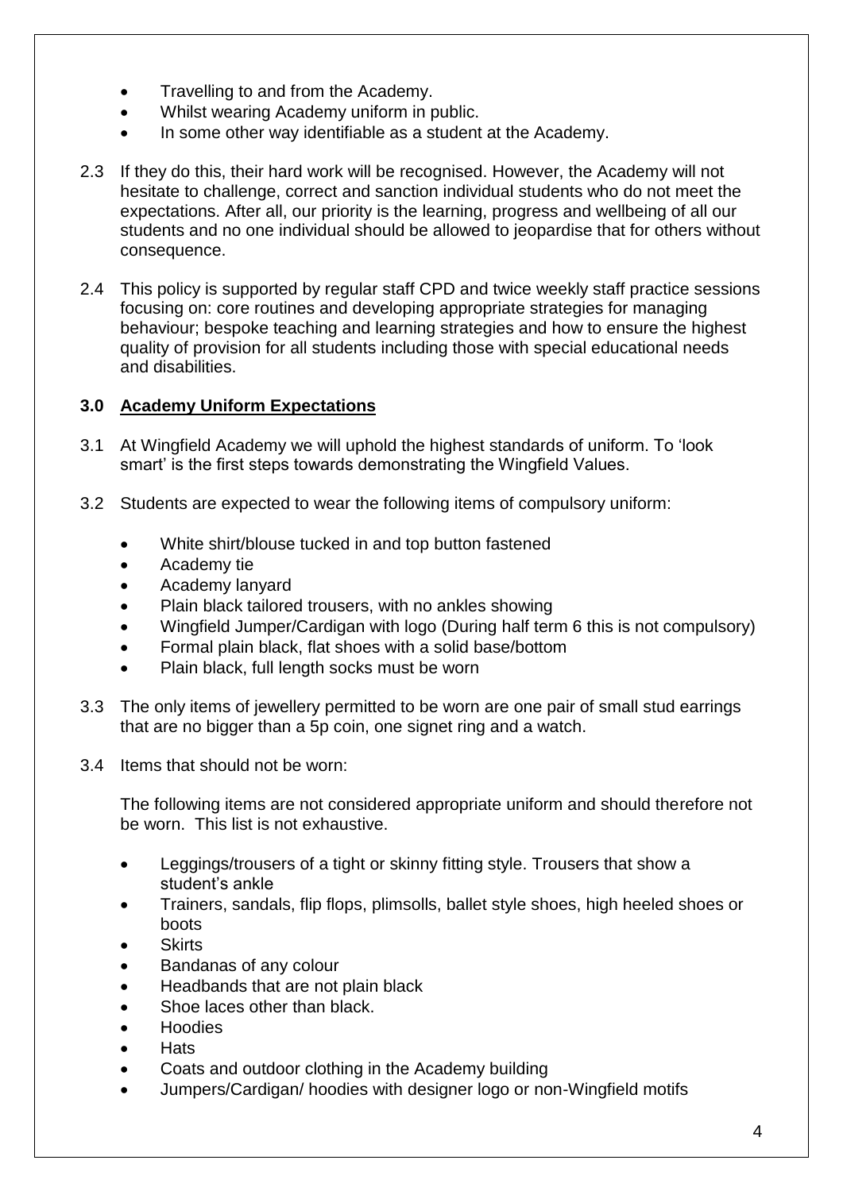- Travelling to and from the Academy.
- Whilst wearing Academy uniform in public.
- In some other way identifiable as a student at the Academy.

2.3 If they do this, their hard work will be recognised. However, the Academy will not hesitate to challenge, correct and sanction individual students who do not meet the expectations. After all, our priority is the learning, progress and wellbeing of all our students and no one individual should be allowed to jeopardise that for others without consequence.

2.4 This policy is supported by regular staff CPD and twice weekly staff practice sessions focusing on: core routines and developing appropriate strategies for managing behaviour; bespoke teaching and learning strategies and how to ensure the highest quality of provision for all students including those with special educational needs and disabilities.

## 3.0 Academy Uniform Expectations

3.1 At Wingfield Academy we will uphold the highest standards of uniform. To 'look smart' is the first steps towards demonstrating the Wingfield Values.

3.2 Students are expected to wear the following items of compulsory uniform:

- White shirt/blouse tucked in and top button fastened
- Academy tie
- Academy lanyard
- Plain black tailored trousers, with no ankles showing
- Wingfield Jumper/Cardigan with logo (During half term 6 this is not compulsory)
- Formal plain black, flat shoes with a solid base/bottom
- Plain black, full length socks must be worn

3.3 The only items of jewellery permitted to be worn are one pair of small stud earrings that are no bigger than a 5p coin, one signet ring and a watch.

3.4 Items that should not be worn:

The following items are not considered appropriate uniform and should therefore not be worn. This list is not exhaustive.

- Leggings/trousers of a tight or skinny fitting style. Trousers that show a student's ankle
- Trainers, sandals, flip flops, plimsolls, ballet style shoes, high heeled shoes or boots
- Skirts
- Bandanas of any colour
- Headbands that are not plain black
- Shoe laces other than black.
- Hoodies
- Hats
- Coats and outdoor clothing in the Academy building
- Jumpers/Cardigan/ hoodies with designer logo or non-Wingfield motifs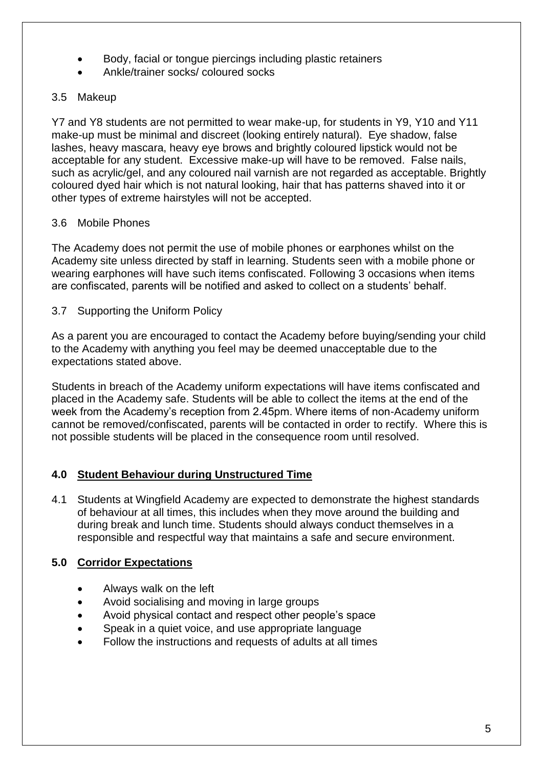- Body, facial or tongue piercings including plastic retainers
- Ankle/trainer socks/ coloured socks

### 3.5 Makeup

Y7 and Y8 students are not permitted to wear make-up, for students in Y9, Y10 and Y11 make-up must be minimal and discreet (looking entirely natural). Eye shadow, false lashes, heavy mascara, heavy eye brows and brightly coloured lipstick would not be acceptable for any student. Excessive make-up will have to be removed. False nails, such as acrylic/gel, and any coloured nail varnish are not regarded as acceptable. Brightly coloured dyed hair which is not natural looking, hair that has patterns shaved into it or other types of extreme hairstyles will not be accepted.

### 3.6 Mobile Phones

The Academy does not permit the use of mobile phones or earphones whilst on the Academy site unless directed by staff in learning. Students seen with a mobile phone or wearing earphones will have such items confiscated. Following 3 occasions when items are confiscated, parents will be notified and asked to collect on a students' behalf.

### 3.7 Supporting the Uniform Policy

As a parent you are encouraged to contact the Academy before buying/sending your child to the Academy with anything you feel may be deemed unacceptable due to the expectations stated above.

Students in breach of the Academy uniform expectations will have items confiscated and placed in the Academy safe. Students will be able to collect the items at the end of the week from the Academy's reception from 2.45pm. Where items of non-Academy uniform cannot be removed/confiscated, parents will be contacted in order to rectify. Where this is not possible students will be placed in the consequence room until resolved.

## 4.0 Student Behaviour during Unstructured Time

4.1 Students at Wingfield Academy are expected to demonstrate the highest standards of behaviour at all times, this includes when they move around the building and during break and lunch time. Students should always conduct themselves in a responsible and respectful way that maintains a safe and secure environment.

## 5.0 Corridor Expectations

- Always walk on the left
- Avoid socialising and moving in large groups
- Avoid physical contact and respect other people's space
- Speak in a quiet voice, and use appropriate language
- Follow the instructions and requests of adults at all times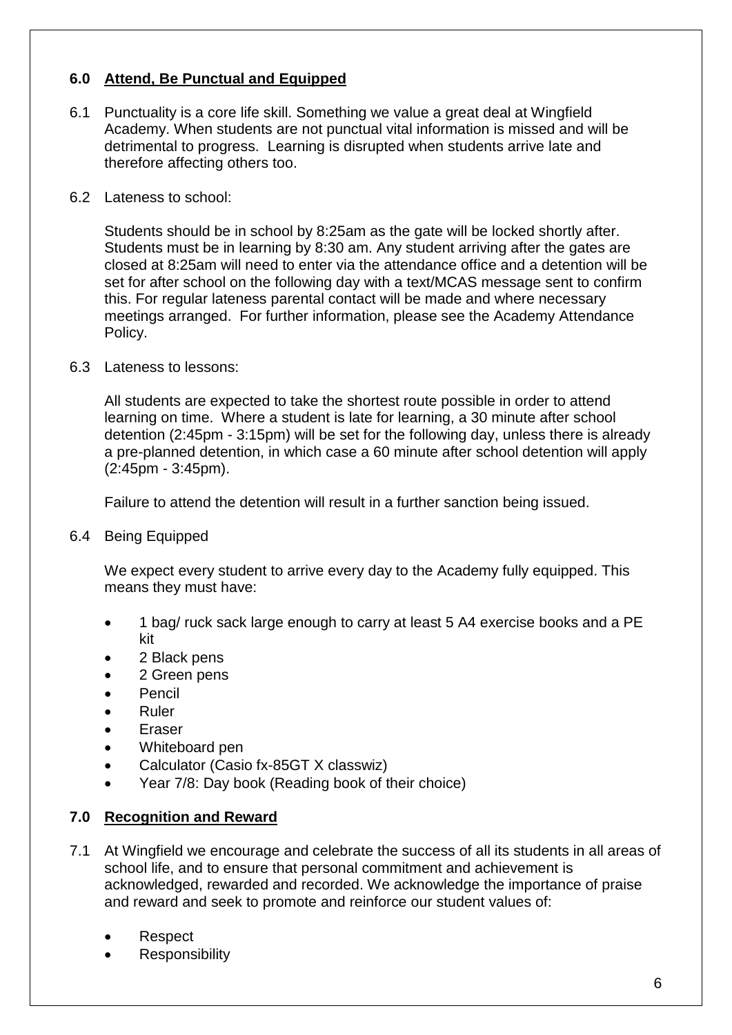## 6.0 Attend, Be Punctual and Equipped

6.1 Punctuality is a core life skill. Something we value a great deal at Wingfield Academy. When students are not punctual vital information is missed and will be detrimental to progress. Learning is disrupted when students arrive late and therefore affecting others too.

6.2 Lateness to school:

Students should be in school by 8:25am as the gate will be locked shortly after. Students must be in learning by 8:30 am. Any student arriving after the gates are closed at 8:25am will need to enter via the attendance office and a detention will be set for after school on the following day with a text/MCAS message sent to confirm this. For regular lateness parental contact will be made and where necessary meetings arranged. For further information, please see the Academy Attendance Policy.

6.3 Lateness to lessons:

All students are expected to take the shortest route possible in order to attend learning on time. Where a student is late for learning, a 30 minute after school detention (2:45pm - 3:15pm) will be set for the following day, unless there is already a pre-planned detention, in which case a 60 minute after school detention will apply (2:45pm - 3:45pm).

Failure to attend the detention will result in a further sanction being issued.

6.4 Being Equipped

We expect every student to arrive every day to the Academy fully equipped. This means they must have:

- 1 bag/ ruck sack large enough to carry at least 5 A4 exercise books and a PE kit
- 2 Black pens
- 2 Green pens
- Pencil
- Ruler
- Eraser
- Whiteboard pen
- Calculator (Casio fx-85GT X classwiz)
- Year 7/8: Day book (Reading book of their choice)

## 7.0 Recognition and Reward

7.1 At Wingfield we encourage and celebrate the success of all its students in all areas of school life, and to ensure that personal commitment and achievement is acknowledged, rewarded and recorded. We acknowledge the importance of praise and reward and seek to promote and reinforce our student values of:

- Respect
- Responsibility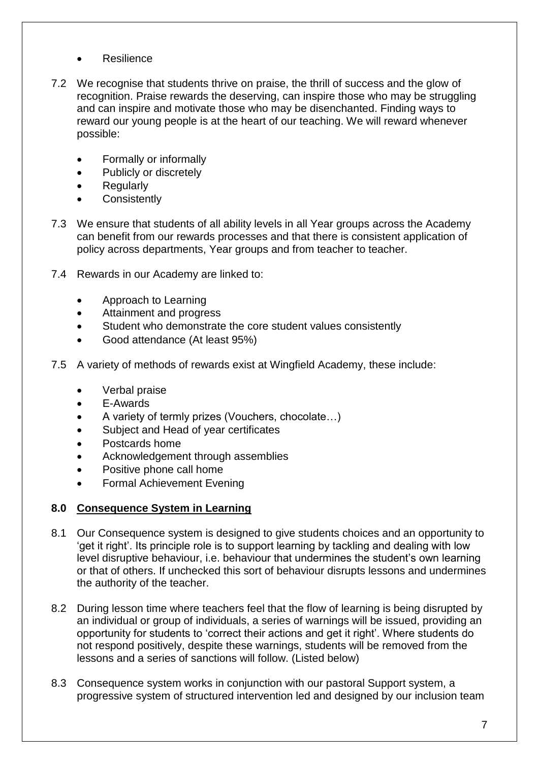- Resilience

7.2 We recognise that students thrive on praise, the thrill of success and the glow of recognition. Praise rewards the deserving, can inspire those who may be struggling and can inspire and motivate those who may be disenchanted. Finding ways to reward our young people is at the heart of our teaching. We will reward whenever possible:

- Formally or informally
- Publicly or discretely
- Regularly
- Consistently

7.3 We ensure that students of all ability levels in all Year groups across the Academy can benefit from our rewards processes and that there is consistent application of policy across departments, Year groups and from teacher to teacher.

7.4 Rewards in our Academy are linked to:

- Approach to Learning
- Attainment and progress
- Student who demonstrate the core student values consistently
- Good attendance (At least 95%)

7.5 A variety of methods of rewards exist at Wingfield Academy, these include:

- Verbal praise
- E-Awards
- A variety of termly prizes (Vouchers, chocolate…)
- Subject and Head of year certificates
- Postcards home
- Acknowledgement through assemblies
- Positive phone call home
- Formal Achievement Evening

## 8.0 Consequence System in Learning

8.1 Our Consequence system is designed to give students choices and an opportunity to 'get it right'. Its principle role is to support learning by tackling and dealing with low level disruptive behaviour, i.e. behaviour that undermines the student's own learning or that of others. If unchecked this sort of behaviour disrupts lessons and undermines the authority of the teacher.

8.2 During lesson time where teachers feel that the flow of learning is being disrupted by an individual or group of individuals, a series of warnings will be issued, providing an opportunity for students to 'correct their actions and get it right'. Where students do not respond positively, despite these warnings, students will be removed from the lessons and a series of sanctions will follow. (Listed below)

8.3 Consequence system works in conjunction with our pastoral Support system, a progressive system of structured intervention led and designed by our inclusion team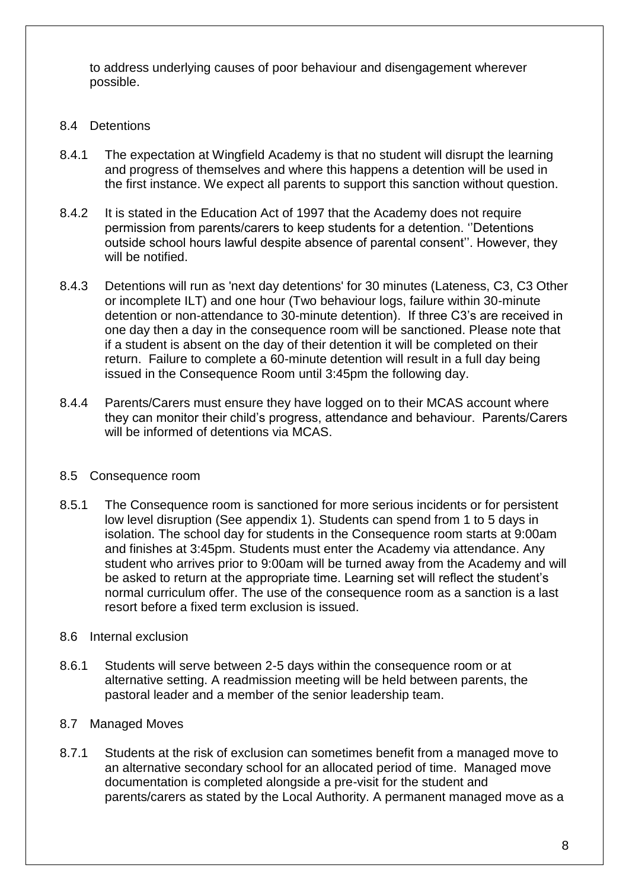to address underlying causes of poor behaviour and disengagement wherever possible.

### 8.4 Detentions

8.4.1 The expectation at Wingfield Academy is that no student will disrupt the learning and progress of themselves and where this happens a detention will be used in the first instance. We expect all parents to support this sanction without question.

8.4.2 It is stated in the Education Act of 1997 that the Academy does not require permission from parents/carers to keep students for a detention. ''Detentions outside school hours lawful despite absence of parental consent''. However, they will be notified.

8.4.3 Detentions will run as 'next day detentions' for 30 minutes (Lateness, C3, C3 Other or incomplete ILT) and one hour (Two behaviour logs, failure within 30-minute detention or non-attendance to 30-minute detention). If three C3's are received in one day then a day in the consequence room will be sanctioned. Please note that if a student is absent on the day of their detention it will be completed on their return. Failure to complete a 60-minute detention will result in a full day being issued in the Consequence Room until 3:45pm the following day.

8.4.4 Parents/Carers must ensure they have logged on to their MCAS account where they can monitor their child's progress, attendance and behaviour. Parents/Carers will be informed of detentions via MCAS.

### 8.5 Consequence room

8.5.1 The Consequence room is sanctioned for more serious incidents or for persistent low level disruption (See appendix 1). Students can spend from 1 to 5 days in isolation. The school day for students in the Consequence room starts at 9:00am and finishes at 3:45pm. Students must enter the Academy via attendance. Any student who arrives prior to 9:00am will be turned away from the Academy and will be asked to return at the appropriate time. Learning set will reflect the student's normal curriculum offer. The use of the consequence room as a sanction is a last resort before a fixed term exclusion is issued.

### 8.6 Internal exclusion

8.6.1 Students will serve between 2-5 days within the consequence room or at alternative setting. A readmission meeting will be held between parents, the pastoral leader and a member of the senior leadership team.

### 8.7 Managed Moves

8.7.1 Students at the risk of exclusion can sometimes benefit from a managed move to an alternative secondary school for an allocated period of time. Managed move documentation is completed alongside a pre-visit for the student and parents/carers as stated by the Local Authority. A permanent managed move as a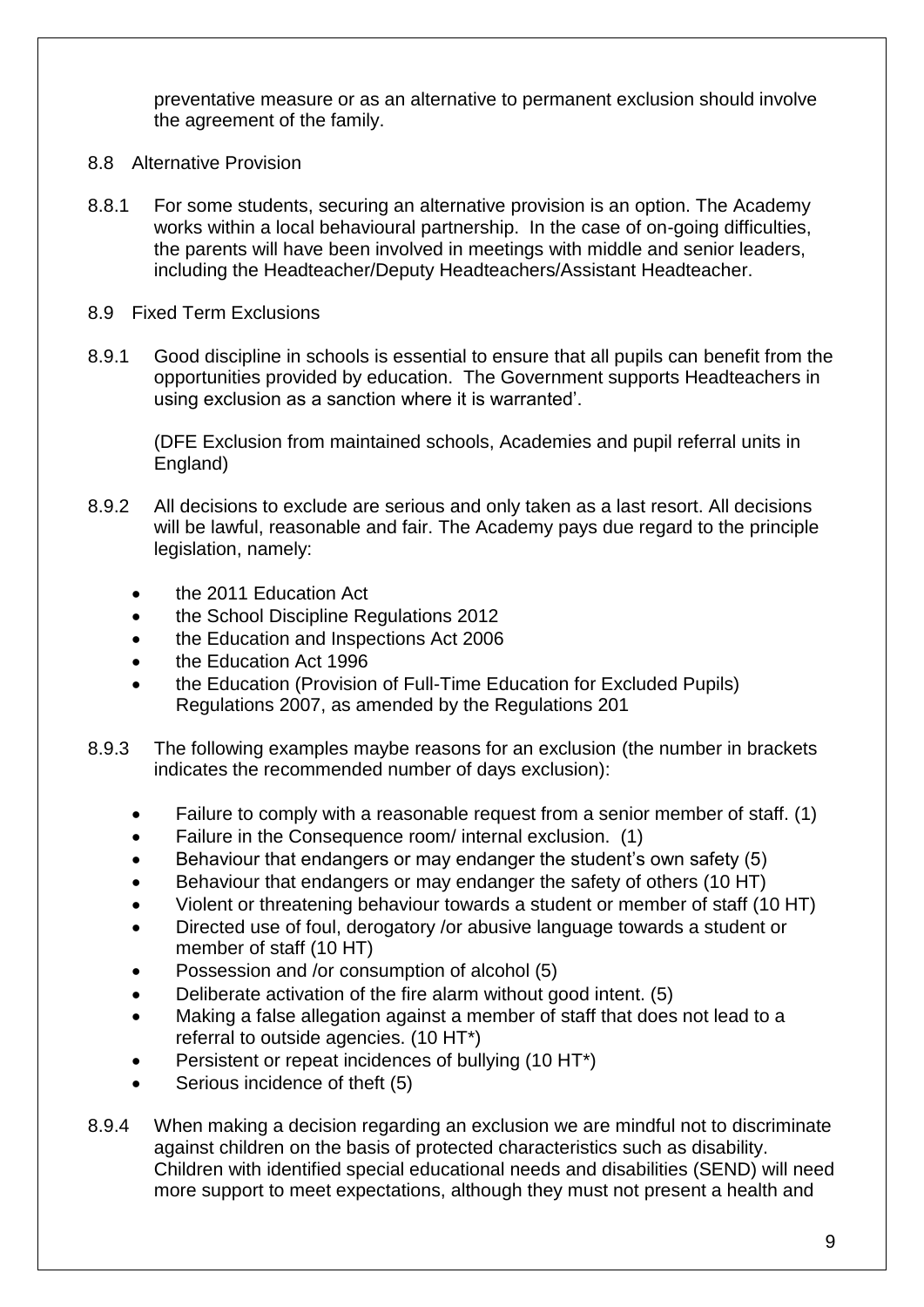preventative measure or as an alternative to permanent exclusion should involve the agreement of the family.

## 8.8 Alternative Provision

8.8.1 For some students, securing an alternative provision is an option. The Academy works within a local behavioural partnership. In the case of on-going difficulties, the parents will have been involved in meetings with middle and senior leaders, including the Headteacher/Deputy Headteachers/Assistant Headteacher.

## 8.9 Fixed Term Exclusions

8.9.1 Good discipline in schools is essential to ensure that all pupils can benefit from the opportunities provided by education. The Government supports Headteachers in using exclusion as a sanction where it is warranted'.

(DFE Exclusion from maintained schools, Academies and pupil referral units in England)

8.9.2 All decisions to exclude are serious and only taken as a last resort. All decisions will be lawful, reasonable and fair. The Academy pays due regard to the principle legislation, namely:

- the 2011 Education Act
- the School Discipline Regulations 2012
- the Education and Inspections Act 2006
- the Education Act 1996
- the Education (Provision of Full-Time Education for Excluded Pupils) Regulations 2007, as amended by the Regulations 201

8.9.3 The following examples maybe reasons for an exclusion (the number in brackets indicates the recommended number of days exclusion):

- Failure to comply with a reasonable request from a senior member of staff. (1)
- Failure in the Consequence room/ internal exclusion. (1)
- Behaviour that endangers or may endanger the student's own safety (5)
- Behaviour that endangers or may endanger the safety of others (10 HT)
- Violent or threatening behaviour towards a student or member of staff (10 HT)
- Directed use of foul, derogatory /or abusive language towards a student or member of staff (10 HT)
- Possession and /or consumption of alcohol (5)
- Deliberate activation of the fire alarm without good intent. (5)
- Making a false allegation against a member of staff that does not lead to a referral to outside agencies. (10 HT*)
- Persistent or repeat incidences of bullying (10 HT*)
- Serious incidence of theft (5)

8.9.4 When making a decision regarding an exclusion we are mindful not to discriminate against children on the basis of protected characteristics such as disability. Children with identified special educational needs and disabilities (SEND) will need more support to meet expectations, although they must not present a health and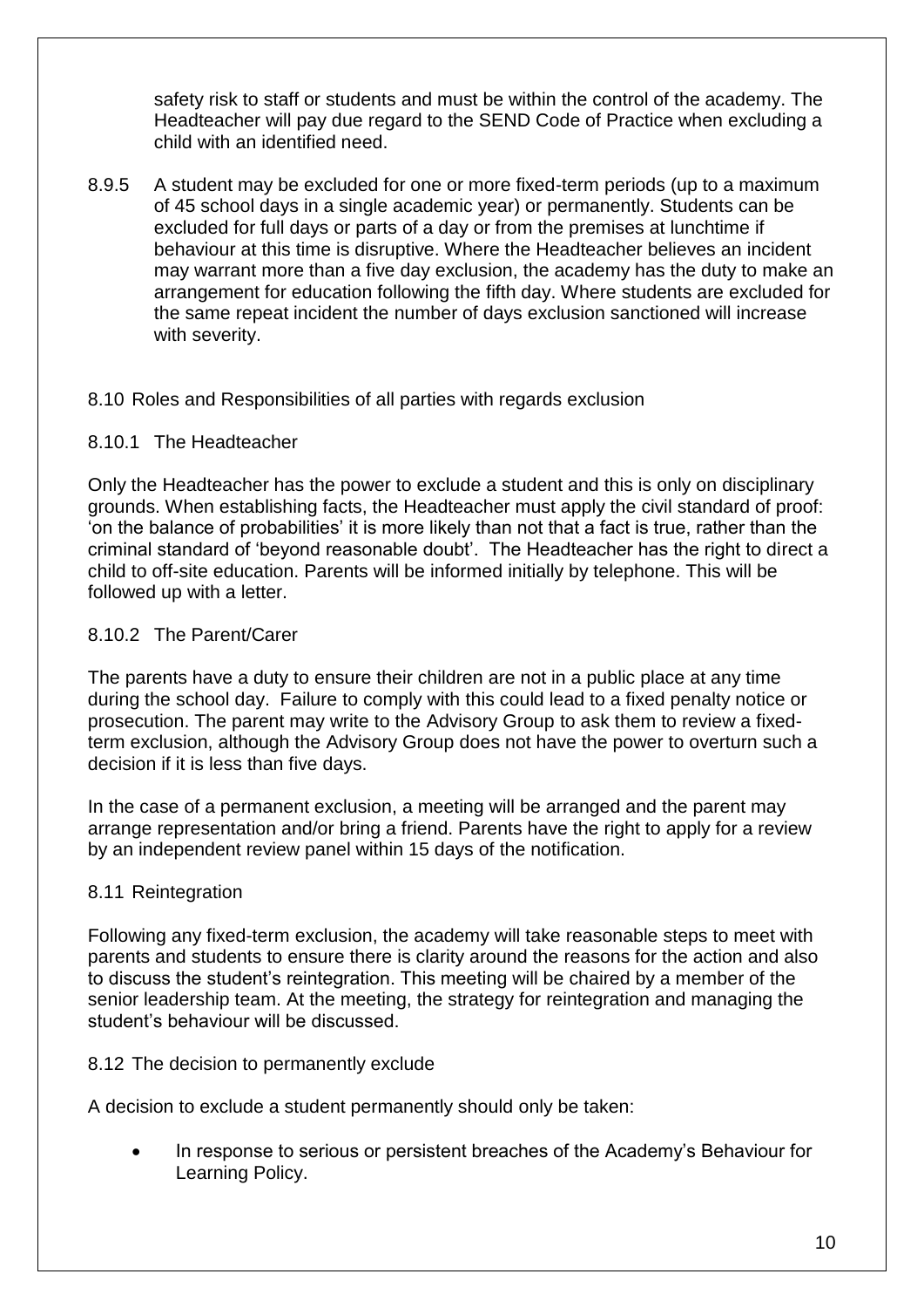safety risk to staff or students and must be within the control of the academy. The Headteacher will pay due regard to the SEND Code of Practice when excluding a child with an identified need.

8.9.5 A student may be excluded for one or more fixed-term periods (up to a maximum of 45 school days in a single academic year) or permanently. Students can be excluded for full days or parts of a day or from the premises at lunchtime if behaviour at this time is disruptive. Where the Headteacher believes an incident may warrant more than a five day exclusion, the academy has the duty to make an arrangement for education following the fifth day. Where students are excluded for the same repeat incident the number of days exclusion sanctioned will increase with severity.

8.10 Roles and Responsibilities of all parties with regards exclusion

8.10.1 The Headteacher

Only the Headteacher has the power to exclude a student and this is only on disciplinary grounds. When establishing facts, the Headteacher must apply the civil standard of proof: 'on the balance of probabilities' it is more likely than not that a fact is true, rather than the criminal standard of 'beyond reasonable doubt'. The Headteacher has the right to direct a child to off-site education. Parents will be informed initially by telephone. This will be followed up with a letter.

8.10.2 The Parent/Carer

The parents have a duty to ensure their children are not in a public place at any time during the school day. Failure to comply with this could lead to a fixed penalty notice or prosecution. The parent may write to the Advisory Group to ask them to review a fixed-term exclusion, although the Advisory Group does not have the power to overturn such a decision if it is less than five days.

In the case of a permanent exclusion, a meeting will be arranged and the parent may arrange representation and/or bring a friend. Parents have the right to apply for a review by an independent review panel within 15 days of the notification.

8.11 Reintegration

Following any fixed-term exclusion, the academy will take reasonable steps to meet with parents and students to ensure there is clarity around the reasons for the action and also to discuss the student's reintegration. This meeting will be chaired by a member of the senior leadership team. At the meeting, the strategy for reintegration and managing the student's behaviour will be discussed.

8.12 The decision to permanently exclude

A decision to exclude a student permanently should only be taken:

- In response to serious or persistent breaches of the Academy's Behaviour for Learning Policy.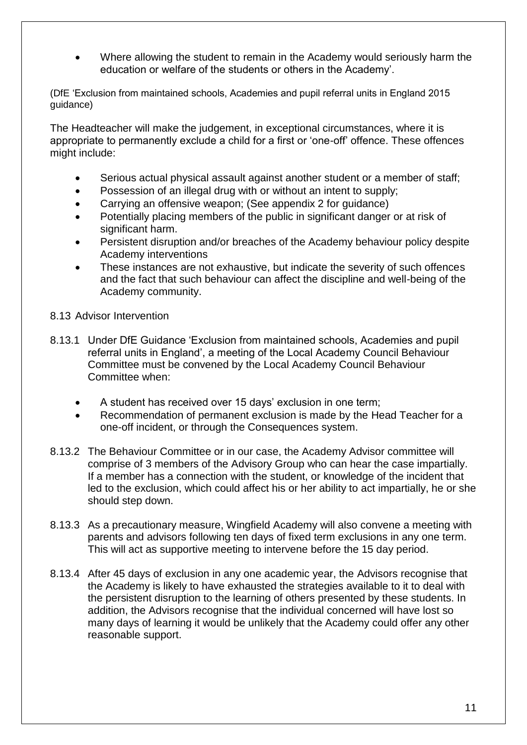- Where allowing the student to remain in the Academy would seriously harm the education or welfare of the students or others in the Academy'.

(DfE 'Exclusion from maintained schools, Academies and pupil referral units in England 2015 guidance)

The Headteacher will make the judgement, in exceptional circumstances, where it is appropriate to permanently exclude a child for a first or 'one-off' offence. These offences might include:

- Serious actual physical assault against another student or a member of staff;
- Possession of an illegal drug with or without an intent to supply;
- Carrying an offensive weapon; (See appendix 2 for guidance)
- Potentially placing members of the public in significant danger or at risk of significant harm.
- Persistent disruption and/or breaches of the Academy behaviour policy despite Academy interventions
- These instances are not exhaustive, but indicate the severity of such offences and the fact that such behaviour can affect the discipline and well-being of the Academy community.

8.13 Advisor Intervention

8.13.1 Under DfE Guidance 'Exclusion from maintained schools, Academies and pupil referral units in England', a meeting of the Local Academy Council Behaviour Committee must be convened by the Local Academy Council Behaviour Committee when:

- A student has received over 15 days' exclusion in one term;
- Recommendation of permanent exclusion is made by the Head Teacher for a one-off incident, or through the Consequences system.

8.13.2 The Behaviour Committee or in our case, the Academy Advisor committee will comprise of 3 members of the Advisory Group who can hear the case impartially. If a member has a connection with the student, or knowledge of the incident that led to the exclusion, which could affect his or her ability to act impartially, he or she should step down.

8.13.3 As a precautionary measure, Wingfield Academy will also convene a meeting with parents and advisors following ten days of fixed term exclusions in any one term. This will act as supportive meeting to intervene before the 15 day period.

8.13.4 After 45 days of exclusion in any one academic year, the Advisors recognise that the Academy is likely to have exhausted the strategies available to it to deal with the persistent disruption to the learning of others presented by these students. In addition, the Advisors recognise that the individual concerned will have lost so many days of learning it would be unlikely that the Academy could offer any other reasonable support.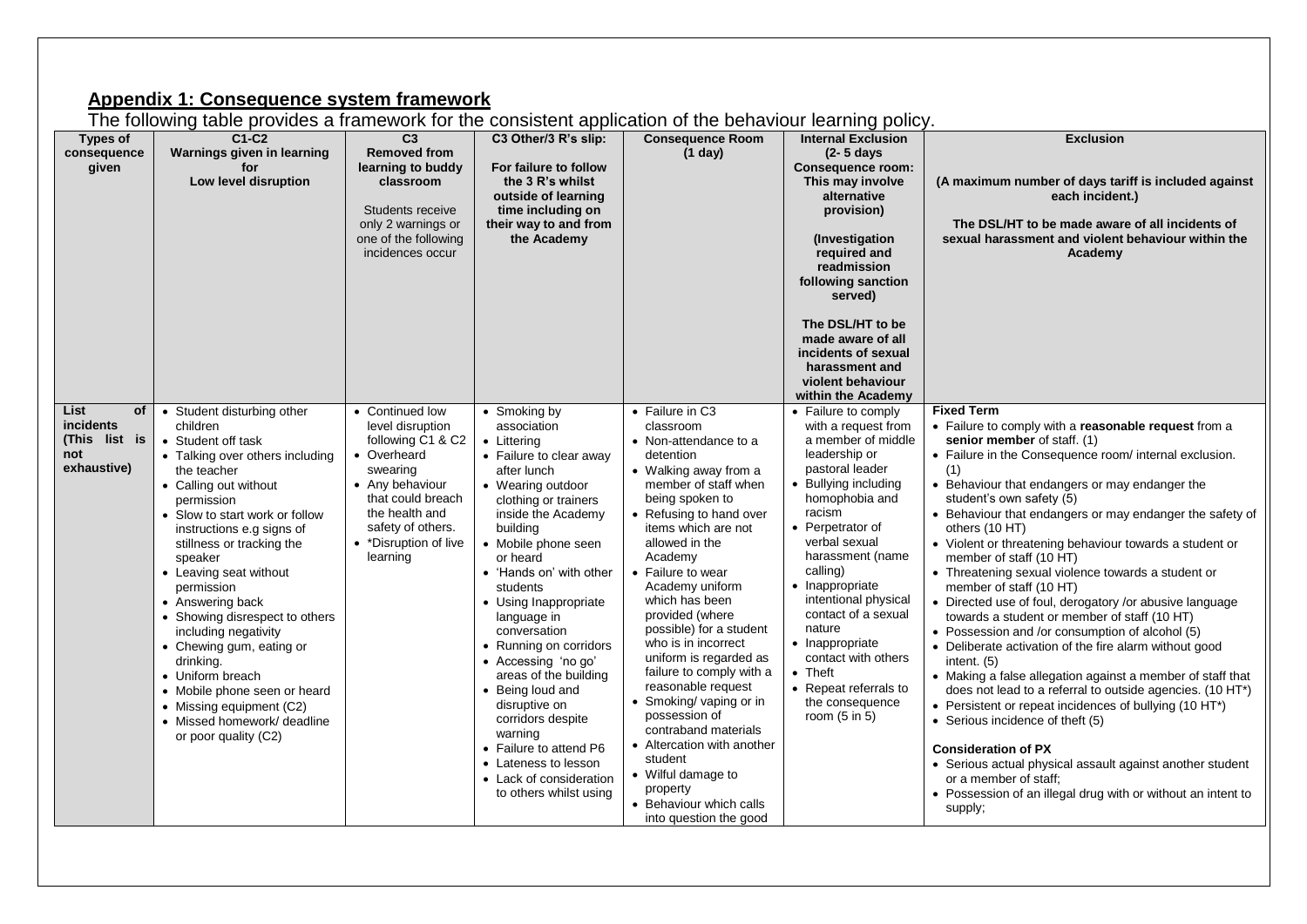## Appendix 1: Consequence system framework

The following table provides a framework for the consistent application of the behaviour learning policy.

| Types of consequence given | C1-C2 Warnings given in learning for Low level disruption | C3 Removed from learning to buddy classroom<br><br>Students receive only 2 warnings or one of the following incidences occur | C3 Other/3 R's slip:<br><br>For failure to follow the 3 R's whilst outside of learning time including on their way to and from the Academy | Consequence Room (1 day) | Internal Exclusion (2- 5 days Consequence room: This may involve alternative provision)<br><br>(Investigation required and readmission following sanction served)<br><br>The DSL/HT to be made aware of all incidents of sexual harassment and violent behaviour within the Academy | Exclusion<br><br>(A maximum number of days tariff is included against each incident.)<br><br>The DSL/HT to be made aware of all incidents of sexual harassment and violent behaviour within the Academy |
|---|---|---|---|---|---|---|
| List of incidents (This list is not exhaustive) | • Student disturbing other children<br>• Student off task<br>• Talking over others including the teacher<br>• Calling out without permission<br>• Slow to start work or follow instructions e.g signs of stillness or tracking the speaker<br>• Leaving seat without permission<br>• Answering back<br>• Showing disrespect to others including negativity<br>• Chewing gum, eating or drinking.<br>• Uniform breach<br>• Mobile phone seen or heard<br>• Missing equipment (C2)<br>• Missed homework/ deadline or poor quality (C2) | • Continued low level disruption following C1 & C2<br>• Overheard swearing<br>• Any behaviour that could breach the health and safety of others.<br>• *Disruption of live learning | • Smoking by association<br>• Littering<br>• Failure to clear away after lunch<br>• Wearing outdoor clothing or trainers inside the Academy building<br>• Mobile phone seen or heard<br>• 'Hands on' with other students<br>• Using Inappropriate language in conversation<br>• Running on corridors<br>• Accessing 'no go' areas of the building<br>• Being loud and disruptive on corridors despite warning<br>• Failure to attend P6<br>• Lateness to lesson<br>• Lack of consideration to others whilst using | • Failure in C3 classroom<br>• Non-attendance to a detention<br>• Walking away from a member of staff when being spoken to<br>• Refusing to hand over items which are not allowed in the Academy<br>• Failure to wear Academy uniform which has been provided (where possible) for a student who is in incorrect uniform is regarded as failure to comply with a reasonable request<br>• Smoking/ vaping or in possession of contraband materials<br>• Altercation with another student<br>• Wilful damage to property<br>• Behaviour which calls into question the good | • Failure to comply with a request from a member of middle leadership or pastoral leader<br>• Bullying including homophobia and racism<br>• Perpetrator of verbal sexual harassment (name calling)<br>• Inappropriate intentional physical contact of a sexual nature<br>• Inappropriate contact with others<br>• Theft<br>• Repeat referrals to the consequence room (5 in 5) | **Fixed Term**<br>• Failure to comply with a **reasonable request** from a **senior member** of staff. (1)<br>• Failure in the Consequence room/ internal exclusion. (1)<br>• Behaviour that endangers or may endanger the student's own safety (5)<br>• Behaviour that endangers or may endanger the safety of others (10 HT)<br>• Violent or threatening behaviour towards a student or member of staff (10 HT)<br>• Threatening sexual violence towards a student or member of staff (10 HT)<br>• Directed use of foul, derogatory /or abusive language towards a student or member of staff (10 HT)<br>• Possession and /or consumption of alcohol (5)<br>• Deliberate activation of the fire alarm without good intent. (5)<br>• Making a false allegation against a member of staff that does not lead to a referral to outside agencies. (10 HT*)<br>• Persistent or repeat incidences of bullying (10 HT*)<br>• Serious incidence of theft (5)<br><br>**Consideration of PX**<br>• Serious actual physical assault against another student or a member of staff;<br>• Possession of an illegal drug with or without an intent to supply; |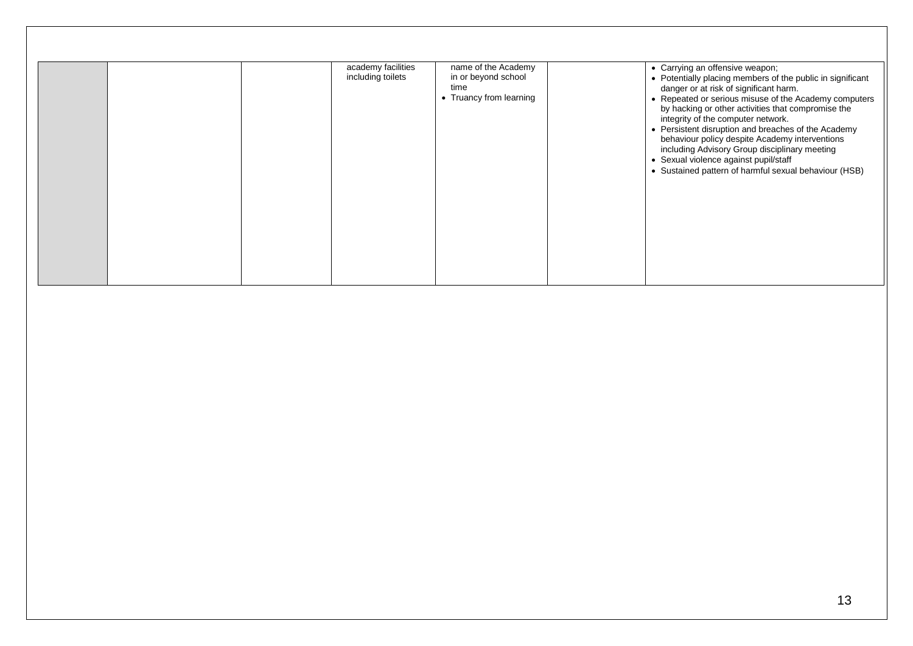|  |  |  |  |  |  |  |
|---|---|---|---|---|---|---|
|  |  |  | academy facilities including toilets | name of the Academy in or beyond school time<br>• Truancy from learning |  | • Carrying an offensive weapon;<br>• Potentially placing members of the public in significant danger or at risk of significant harm.<br>• Repeated or serious misuse of the Academy computers by hacking or other activities that compromise the integrity of the computer network.<br>• Persistent disruption and breaches of the Academy behaviour policy despite Academy interventions including Advisory Group disciplinary meeting<br>• Sexual violence against pupil/staff<br>• Sustained pattern of harmful sexual behaviour (HSB) |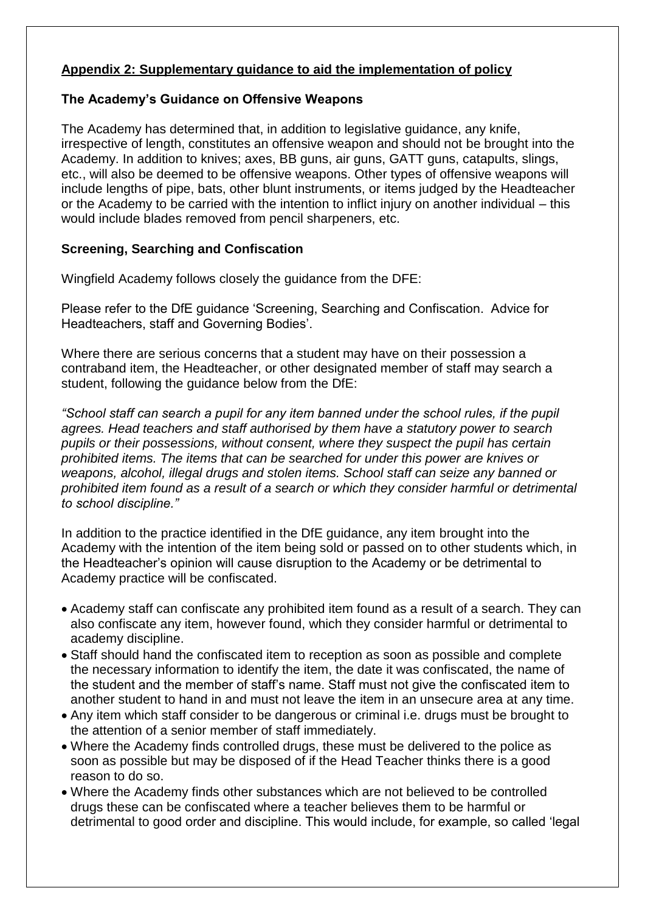**Appendix 2: Supplementary guidance to aid the implementation of policy**

### The Academy's Guidance on Offensive Weapons

The Academy has determined that, in addition to legislative guidance, any knife, irrespective of length, constitutes an offensive weapon and should not be brought into the Academy. In addition to knives; axes, BB guns, air guns, GATT guns, catapults, slings, etc., will also be deemed to be offensive weapons. Other types of offensive weapons will include lengths of pipe, bats, other blunt instruments, or items judged by the Headteacher or the Academy to be carried with the intention to inflict injury on another individual – this would include blades removed from pencil sharpeners, etc.

### Screening, Searching and Confiscation

Wingfield Academy follows closely the guidance from the DFE:

Please refer to the DfE guidance 'Screening, Searching and Confiscation. Advice for Headteachers, staff and Governing Bodies'.

Where there are serious concerns that a student may have on their possession a contraband item, the Headteacher, or other designated member of staff may search a student, following the guidance below from the DfE:

*"School staff can search a pupil for any item banned under the school rules, if the pupil agrees. Head teachers and staff authorised by them have a statutory power to search pupils or their possessions, without consent, where they suspect the pupil has certain prohibited items. The items that can be searched for under this power are knives or weapons, alcohol, illegal drugs and stolen items. School staff can seize any banned or prohibited item found as a result of a search or which they consider harmful or detrimental to school discipline."*

In addition to the practice identified in the DfE guidance, any item brought into the Academy with the intention of the item being sold or passed on to other students which, in the Headteacher's opinion will cause disruption to the Academy or be detrimental to Academy practice will be confiscated.

- Academy staff can confiscate any prohibited item found as a result of a search. They can also confiscate any item, however found, which they consider harmful or detrimental to academy discipline.
- Staff should hand the confiscated item to reception as soon as possible and complete the necessary information to identify the item, the date it was confiscated, the name of the student and the member of staff's name. Staff must not give the confiscated item to another student to hand in and must not leave the item in an unsecure area at any time.
- Any item which staff consider to be dangerous or criminal i.e. drugs must be brought to the attention of a senior member of staff immediately.
- Where the Academy finds controlled drugs, these must be delivered to the police as soon as possible but may be disposed of if the Head Teacher thinks there is a good reason to do so.
- Where the Academy finds other substances which are not believed to be controlled drugs these can be confiscated where a teacher believes them to be harmful or detrimental to good order and discipline. This would include, for example, so called 'legal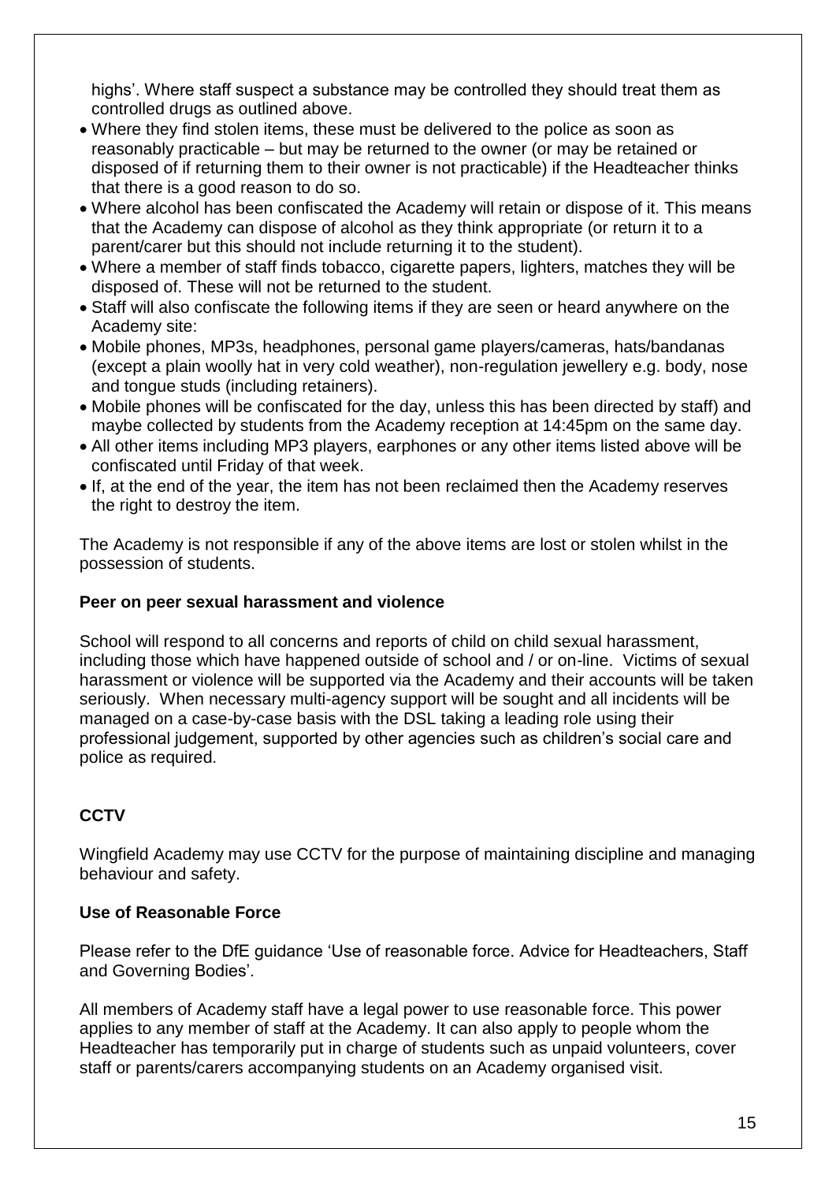highs'. Where staff suspect a substance may be controlled they should treat them as controlled drugs as outlined above.

- Where they find stolen items, these must be delivered to the police as soon as reasonably practicable – but may be returned to the owner (or may be retained or disposed of if returning them to their owner is not practicable) if the Headteacher thinks that there is a good reason to do so.
- Where alcohol has been confiscated the Academy will retain or dispose of it. This means that the Academy can dispose of alcohol as they think appropriate (or return it to a parent/carer but this should not include returning it to the student).
- Where a member of staff finds tobacco, cigarette papers, lighters, matches they will be disposed of. These will not be returned to the student.
- Staff will also confiscate the following items if they are seen or heard anywhere on the Academy site:
- Mobile phones, MP3s, headphones, personal game players/cameras, hats/bandanas (except a plain woolly hat in very cold weather), non-regulation jewellery e.g. body, nose and tongue studs (including retainers).
- Mobile phones will be confiscated for the day, unless this has been directed by staff) and maybe collected by students from the Academy reception at 14:45pm on the same day.
- All other items including MP3 players, earphones or any other items listed above will be confiscated until Friday of that week.
- If, at the end of the year, the item has not been reclaimed then the Academy reserves the right to destroy the item.

The Academy is not responsible if any of the above items are lost or stolen whilst in the possession of students.

**Peer on peer sexual harassment and violence**

School will respond to all concerns and reports of child on child sexual harassment, including those which have happened outside of school and / or on-line. Victims of sexual harassment or violence will be supported via the Academy and their accounts will be taken seriously. When necessary multi-agency support will be sought and all incidents will be managed on a case-by-case basis with the DSL taking a leading role using their professional judgement, supported by other agencies such as children's social care and police as required.

**CCTV**

Wingfield Academy may use CCTV for the purpose of maintaining discipline and managing behaviour and safety.

**Use of Reasonable Force**

Please refer to the DfE guidance 'Use of reasonable force. Advice for Headteachers, Staff and Governing Bodies'.

All members of Academy staff have a legal power to use reasonable force. This power applies to any member of staff at the Academy. It can also apply to people whom the Headteacher has temporarily put in charge of students such as unpaid volunteers, cover staff or parents/carers accompanying students on an Academy organised visit.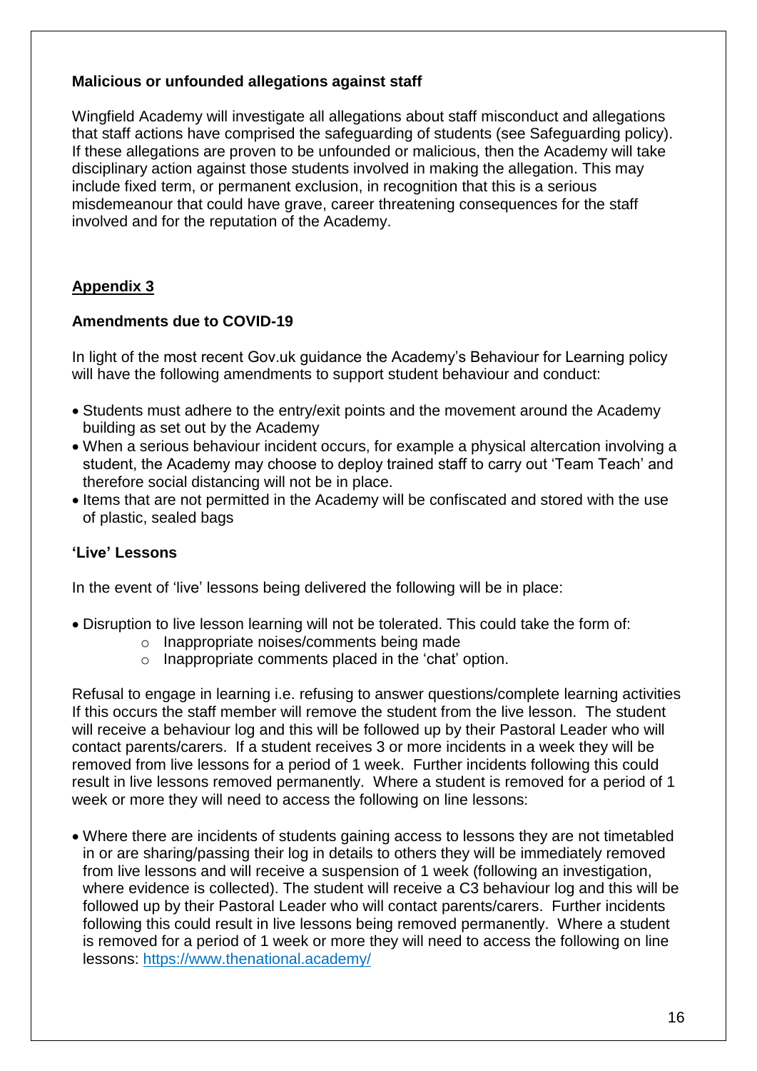**Malicious or unfounded allegations against staff**

Wingfield Academy will investigate all allegations about staff misconduct and allegations that staff actions have comprised the safeguarding of students (see Safeguarding policy). If these allegations are proven to be unfounded or malicious, then the Academy will take disciplinary action against those students involved in making the allegation. This may include fixed term, or permanent exclusion, in recognition that this is a serious misdemeanour that could have grave, career threatening consequences for the staff involved and for the reputation of the Academy.

## Appendix 3

**Amendments due to COVID-19**

In light of the most recent Gov.uk guidance the Academy's Behaviour for Learning policy will have the following amendments to support student behaviour and conduct:

- Students must adhere to the entry/exit points and the movement around the Academy building as set out by the Academy
- When a serious behaviour incident occurs, for example a physical altercation involving a student, the Academy may choose to deploy trained staff to carry out 'Team Teach' and therefore social distancing will not be in place.
- Items that are not permitted in the Academy will be confiscated and stored with the use of plastic, sealed bags

**'Live' Lessons**

In the event of 'live' lessons being delivered the following will be in place:

- Disruption to live lesson learning will not be tolerated. This could take the form of:
    - Inappropriate noises/comments being made
    - Inappropriate comments placed in the 'chat' option.

Refusal to engage in learning i.e. refusing to answer questions/complete learning activities If this occurs the staff member will remove the student from the live lesson. The student will receive a behaviour log and this will be followed up by their Pastoral Leader who will contact parents/carers. If a student receives 3 or more incidents in a week they will be removed from live lessons for a period of 1 week. Further incidents following this could result in live lessons removed permanently. Where a student is removed for a period of 1 week or more they will need to access the following on line lessons:

- Where there are incidents of students gaining access to lessons they are not timetabled in or are sharing/passing their log in details to others they will be immediately removed from live lessons and will receive a suspension of 1 week (following an investigation, where evidence is collected). The student will receive a C3 behaviour log and this will be followed up by their Pastoral Leader who will contact parents/carers. Further incidents following this could result in live lessons being removed permanently. Where a student is removed for a period of 1 week or more they will need to access the following on line lessons: https://www.thenational.academy/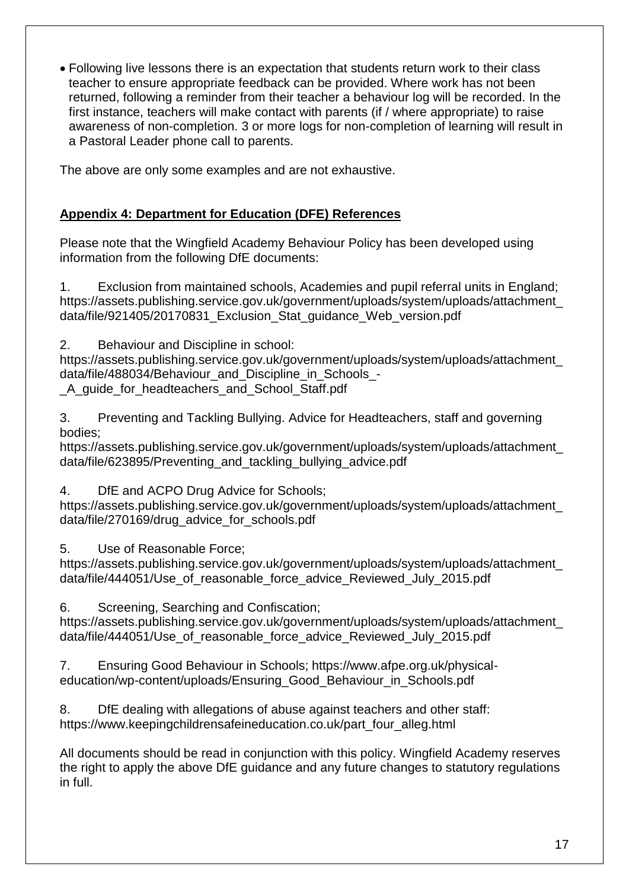- Following live lessons there is an expectation that students return work to their class teacher to ensure appropriate feedback can be provided. Where work has not been returned, following a reminder from their teacher a behaviour log will be recorded. In the first instance, teachers will make contact with parents (if / where appropriate) to raise awareness of non-completion. 3 or more logs for non-completion of learning will result in a Pastoral Leader phone call to parents.

The above are only some examples and are not exhaustive.

**Appendix 4: Department for Education (DFE) References**

Please note that the Wingfield Academy Behaviour Policy has been developed using information from the following DfE documents:

1. Exclusion from maintained schools, Academies and pupil referral units in England; https://assets.publishing.service.gov.uk/government/uploads/system/uploads/attachment_data/file/921405/20170831_Exclusion_Stat_guidance_Web_version.pdf

2. Behaviour and Discipline in school: https://assets.publishing.service.gov.uk/government/uploads/system/uploads/attachment_data/file/488034/Behaviour_and_Discipline_in_Schools_-_A_guide_for_headteachers_and_School_Staff.pdf

3. Preventing and Tackling Bullying. Advice for Headteachers, staff and governing bodies; https://assets.publishing.service.gov.uk/government/uploads/system/uploads/attachment_data/file/623895/Preventing_and_tackling_bullying_advice.pdf

4. DfE and ACPO Drug Advice for Schools; https://assets.publishing.service.gov.uk/government/uploads/system/uploads/attachment_data/file/270169/drug_advice_for_schools.pdf

5. Use of Reasonable Force; https://assets.publishing.service.gov.uk/government/uploads/system/uploads/attachment_data/file/444051/Use_of_reasonable_force_advice_Reviewed_July_2015.pdf

6. Screening, Searching and Confiscation; https://assets.publishing.service.gov.uk/government/uploads/system/uploads/attachment_data/file/444051/Use_of_reasonable_force_advice_Reviewed_July_2015.pdf

7. Ensuring Good Behaviour in Schools; https://www.afpe.org.uk/physical-education/wp-content/uploads/Ensuring_Good_Behaviour_in_Schools.pdf

8. DfE dealing with allegations of abuse against teachers and other staff: https://www.keepingchildrensafeineducation.co.uk/part_four_alleg.html

All documents should be read in conjunction with this policy. Wingfield Academy reserves the right to apply the above DfE guidance and any future changes to statutory regulations in full.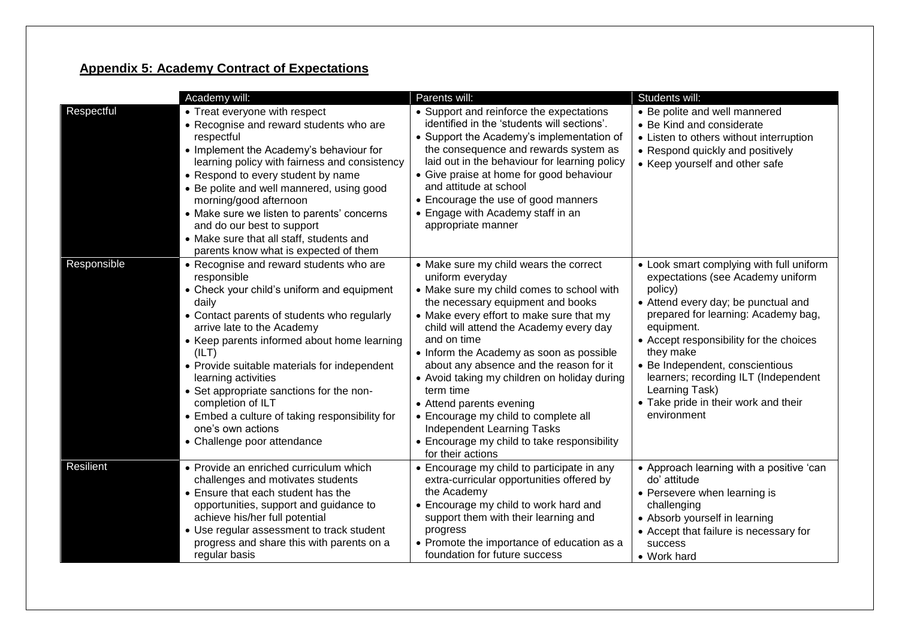## Appendix 5: Academy Contract of Expectations

| | Academy will: | Parents will: | Students will: |
|---|---|---|---|
| Respectful | • Treat everyone with respect<br>• Recognise and reward students who are respectful<br>• Implement the Academy's behaviour for learning policy with fairness and consistency<br>• Respond to every student by name<br>• Be polite and well mannered, using good morning/good afternoon<br>• Make sure we listen to parents' concerns and do our best to support<br>• Make sure that all staff, students and parents know what is expected of them | • Support and reinforce the expectations identified in the 'students will sections'.<br>• Support the Academy's implementation of the consequence and rewards system as laid out in the behaviour for learning policy<br>• Give praise at home for good behaviour and attitude at school<br>• Encourage the use of good manners<br>• Engage with Academy staff in an appropriate manner | • Be polite and well mannered<br>• Be Kind and considerate<br>• Listen to others without interruption<br>• Respond quickly and positively<br>• Keep yourself and other safe |
| Responsible | • Recognise and reward students who are responsible<br>• Check your child's uniform and equipment daily<br>• Contact parents of students who regularly arrive late to the Academy<br>• Keep parents informed about home learning (ILT)<br>• Provide suitable materials for independent learning activities<br>• Set appropriate sanctions for the non-completion of ILT<br>• Embed a culture of taking responsibility for one's own actions<br>• Challenge poor attendance | • Make sure my child wears the correct uniform everyday<br>• Make sure my child comes to school with the necessary equipment and books<br>• Make every effort to make sure that my child will attend the Academy every day and on time<br>• Inform the Academy as soon as possible about any absence and the reason for it<br>• Avoid taking my children on holiday during term time<br>• Attend parents evening<br>• Encourage my child to complete all Independent Learning Tasks<br>• Encourage my child to take responsibility for their actions | • Look smart complying with full uniform expectations (see Academy uniform policy)<br>• Attend every day; be punctual and prepared for learning: Academy bag, equipment.<br>• Accept responsibility for the choices they make<br>• Be Independent, conscientious learners; recording ILT (Independent Learning Task)<br>• Take pride in their work and their environment |
| Resilient | • Provide an enriched curriculum which challenges and motivates students<br>• Ensure that each student has the opportunities, support and guidance to achieve his/her full potential<br>• Use regular assessment to track student progress and share this with parents on a regular basis | • Encourage my child to participate in any extra-curricular opportunities offered by the Academy<br>• Encourage my child to work hard and support them with their learning and progress<br>• Promote the importance of education as a foundation for future success | • Approach learning with a positive 'can do' attitude<br>• Persevere when learning is challenging<br>• Absorb yourself in learning<br>• Accept that failure is necessary for success<br>• Work hard |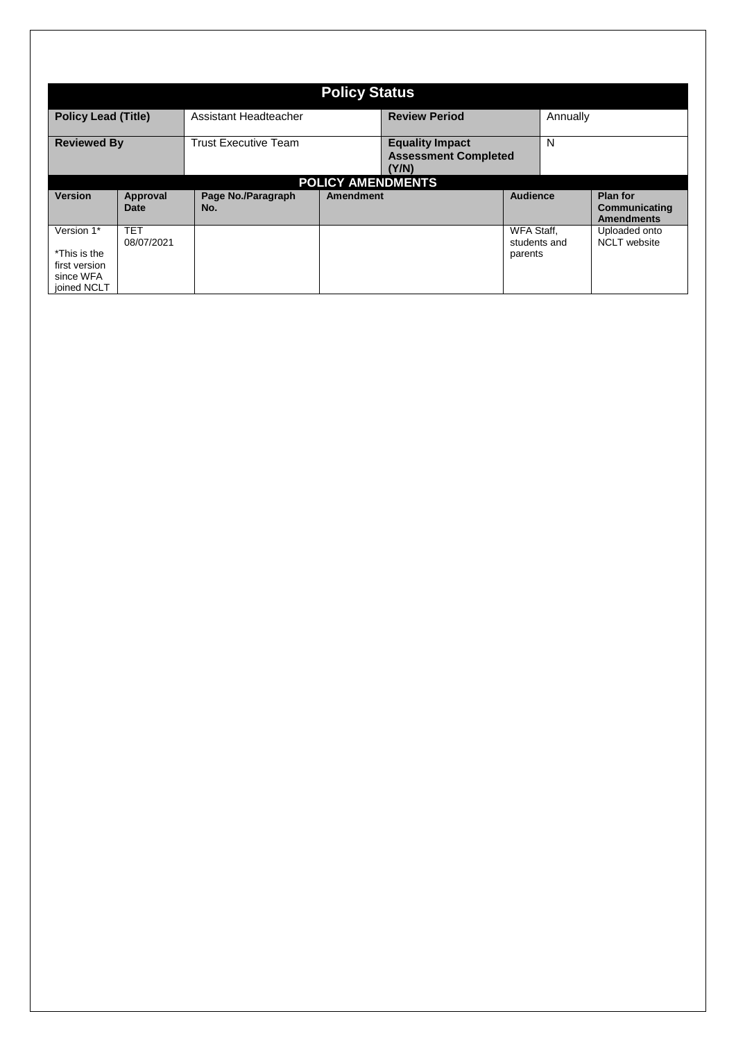## Policy Status

| | | | |
|---|---|---|---|
| **Policy Lead (Title)** | Assistant Headteacher | **Review Period** | Annually |
| **Reviewed By** | Trust Executive Team | **Equality Impact Assessment Completed (Y/N)** | N |

## POLICY AMENDMENTS

| **Version** | **Approval Date** | **Page No./Paragraph No.** | **Amendment** | **Audience** | **Plan for Communicating Amendments** |
|---|---|---|---|---|---|
| Version 1*<br><br>*This is the first version since WFA joined NCLT | TET 08/07/2021 | | | WFA Staff, students and parents | Uploaded onto NCLT website |